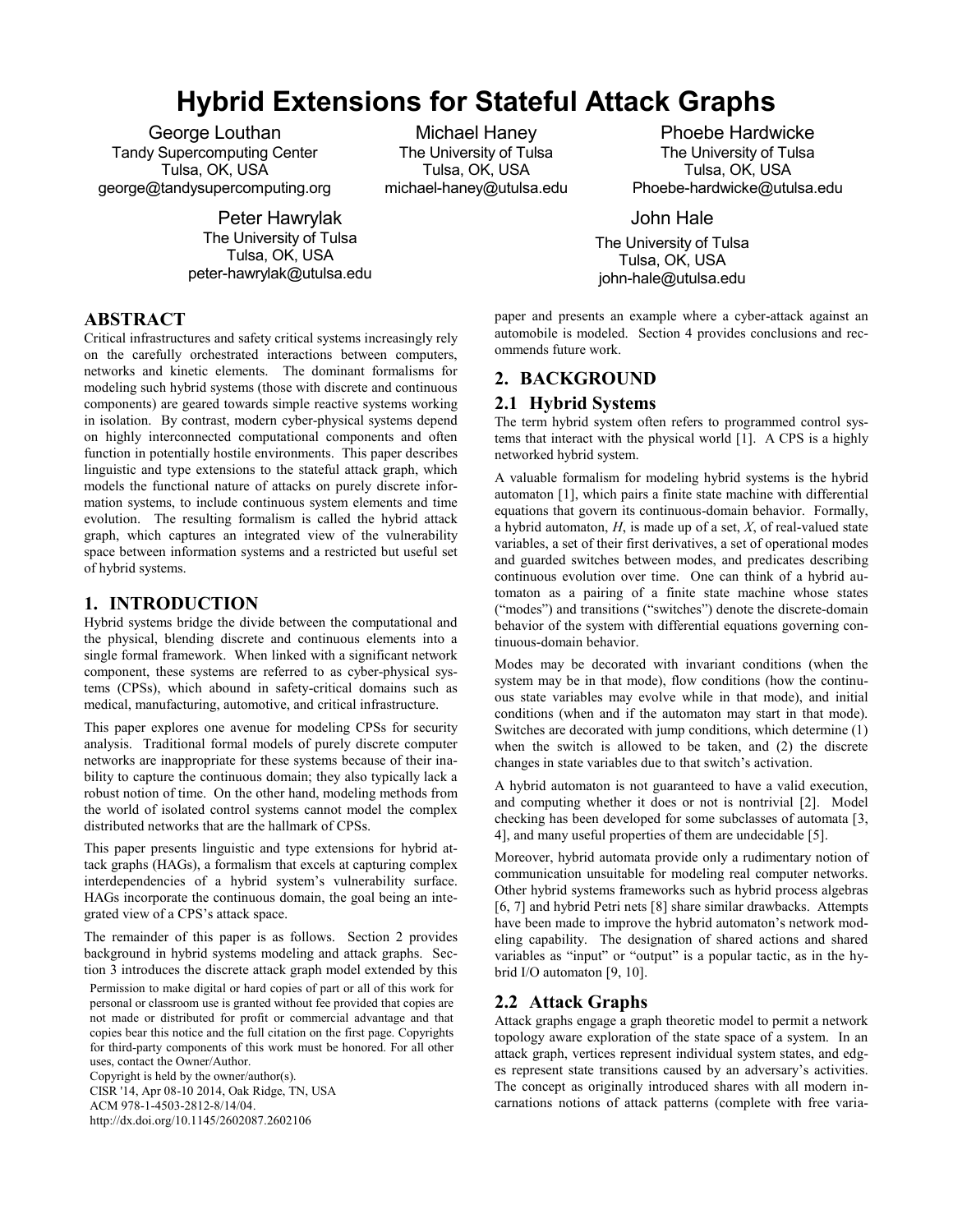# Hybrid Extensions for Stateful Attack Graphs

George Louthan
Tandy Supercomputing Center
Tulsa, OK, USA
george@tandysupercomputing.org

Michael Haney
The University of Tulsa
Tulsa, OK, USA
michael-haney@utulsa.edu

Phoebe Hardwicke
The University of Tulsa
Tulsa, OK, USA
Phoebe-hardwicke@utulsa.edu

Peter Hawrylak
The University of Tulsa
Tulsa, OK, USA
peter-hawrylak@utulsa.edu

John Hale
The University of Tulsa
Tulsa, OK, USA
john-hale@utulsa.edu

## ABSTRACT

Critical infrastructures and safety critical systems increasingly rely on the carefully orchestrated interactions between computers, networks and kinetic elements. The dominant formalisms for modeling such hybrid systems (those with discrete and continuous components) are geared towards simple reactive systems working in isolation. By contrast, modern cyber-physical systems depend on highly interconnected computational components and often function in potentially hostile environments. This paper describes linguistic and type extensions to the stateful attack graph, which models the functional nature of attacks on purely discrete information systems, to include continuous system elements and time evolution. The resulting formalism is called the hybrid attack graph, which captures an integrated view of the vulnerability space between information systems and a restricted but useful set of hybrid systems.

## 1. INTRODUCTION

Hybrid systems bridge the divide between the computational and the physical, blending discrete and continuous elements into a single formal framework. When linked with a significant network component, these systems are referred to as cyber-physical systems (CPSs), which abound in safety-critical domains such as medical, manufacturing, automotive, and critical infrastructure.

This paper explores one avenue for modeling CPSs for security analysis. Traditional formal models of purely discrete computer networks are inappropriate for these systems because of their inability to capture the continuous domain; they also typically lack a robust notion of time. On the other hand, modeling methods from the world of isolated control systems cannot model the complex distributed networks that are the hallmark of CPSs.

This paper presents linguistic and type extensions for hybrid attack graphs (HAGs), a formalism that excels at capturing complex interdependencies of a hybrid system's vulnerability surface. HAGs incorporate the continuous domain, the goal being an integrated view of a CPS's attack space.

The remainder of this paper is as follows. Section 2 provides background in hybrid systems modeling and attack graphs. Section 3 introduces the discrete attack graph model extended by this paper and presents an example where a cyber-attack against an automobile is modeled. Section 4 provides conclusions and recommends future work.

Permission to make digital or hard copies of part or all of this work for personal or classroom use is granted without fee provided that copies are not made or distributed for profit or commercial advantage and that copies bear this notice and the full citation on the first page. Copyrights for third-party components of this work must be honored. For all other uses, contact the Owner/Author.
Copyright is held by the owner/author(s).
CISR '14, Apr 08-10 2014, Oak Ridge, TN, USA
ACM 978-1-4503-2812-8/14/04.
http://dx.doi.org/10.1145/2602087.2602106

## 2. BACKGROUND

### 2.1 Hybrid Systems

The term hybrid system often refers to programmed control systems that interact with the physical world [1]. A CPS is a highly networked hybrid system.

A valuable formalism for modeling hybrid systems is the hybrid automaton [1], which pairs a finite state machine with differential equations that govern its continuous-domain behavior. Formally, a hybrid automaton, $H$, is made up of a set, $X$, of real-valued state variables, a set of their first derivatives, a set of operational modes and guarded switches between modes, and predicates describing continuous evolution over time. One can think of a hybrid automaton as a pairing of a finite state machine whose states ("modes") and transitions ("switches") denote the discrete-domain behavior of the system with differential equations governing continuous-domain behavior.

Modes may be decorated with invariant conditions (when the system may be in that mode), flow conditions (how the continuous state variables may evolve while in that mode), and initial conditions (when and if the automaton may start in that mode). Switches are decorated with jump conditions, which determine (1) when the switch is allowed to be taken, and (2) the discrete changes in state variables due to that switch's activation.

A hybrid automaton is not guaranteed to have a valid execution, and computing whether it does or not is nontrivial [2]. Model checking has been developed for some subclasses of automata [3, 4], and many useful properties of them are undecidable [5].

Moreover, hybrid automata provide only a rudimentary notion of communication unsuitable for modeling real computer networks. Other hybrid systems frameworks such as hybrid process algebras [6, 7] and hybrid Petri nets [8] share similar drawbacks. Attempts have been made to improve the hybrid automaton's network modeling capability. The designation of shared actions and shared variables as "input" or "output" is a popular tactic, as in the hybrid I/O automaton [9, 10].

### 2.2 Attack Graphs

Attack graphs engage a graph theoretic model to permit a network topology aware exploration of the state space of a system. In an attack graph, vertices represent individual system states, and edges represent state transitions caused by an adversary's activities. The concept as originally introduced shares with all modern incarnations notions of attack patterns (complete with free varia-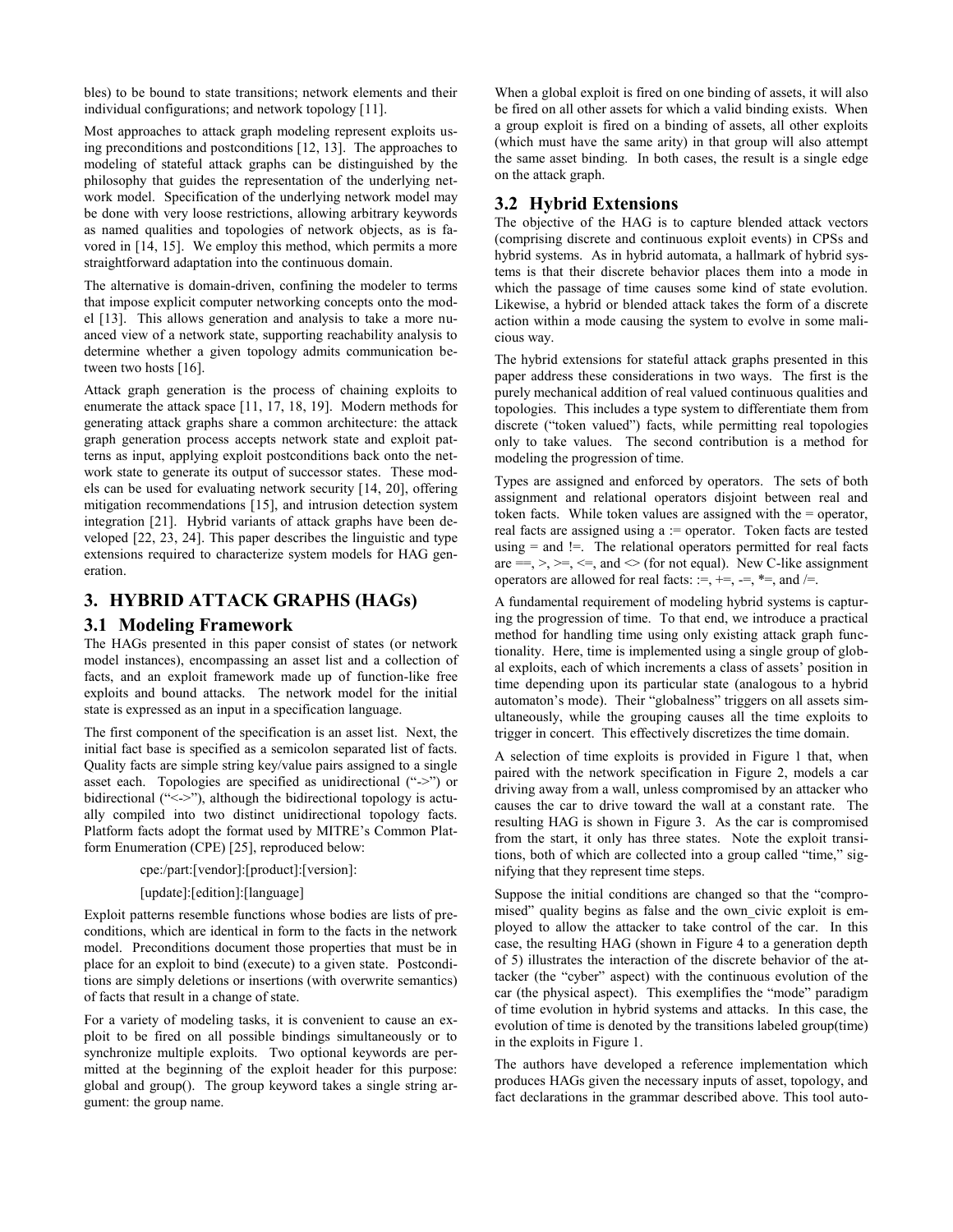bles) to be bound to state transitions; network elements and their individual configurations; and network topology [11].

Most approaches to attack graph modeling represent exploits using preconditions and postconditions [12, 13]. The approaches to modeling of stateful attack graphs can be distinguished by the philosophy that guides the representation of the underlying network model. Specification of the underlying network model may be done with very loose restrictions, allowing arbitrary keywords as named qualities and topologies of network objects, as is favored in [14, 15]. We employ this method, which permits a more straightforward adaptation into the continuous domain.

The alternative is domain-driven, confining the modeler to terms that impose explicit computer networking concepts onto the model [13]. This allows generation and analysis to take a more nuanced view of a network state, supporting reachability analysis to determine whether a given topology admits communication between two hosts [16].

Attack graph generation is the process of chaining exploits to enumerate the attack space [11, 17, 18, 19]. Modern methods for generating attack graphs share a common architecture: the attack graph generation process accepts network state and exploit patterns as input, applying exploit postconditions back onto the network state to generate its output of successor states. These models can be used for evaluating network security [14, 20], offering mitigation recommendations [15], and intrusion detection system integration [21]. Hybrid variants of attack graphs have been developed [22, 23, 24]. This paper describes the linguistic and type extensions required to characterize system models for HAG generation.

## 3. HYBRID ATTACK GRAPHS (HAGs)

### 3.1 Modeling Framework

The HAGs presented in this paper consist of states (or network model instances), encompassing an asset list and a collection of facts, and an exploit framework made up of function-like free exploits and bound attacks. The network model for the initial state is expressed as an input in a specification language.

The first component of the specification is an asset list. Next, the initial fact base is specified as a semicolon separated list of facts. Quality facts are simple string key/value pairs assigned to a single asset each. Topologies are specified as unidirectional ("->") or bidirectional ("<->"), although the bidirectional topology is actually compiled into two distinct unidirectional topology facts. Platform facts adopt the format used by MITRE's Common Platform Enumeration (CPE) [25], reproduced below:

cpe:/part:[vendor]:[product]:[version]:

[update]:[edition]:[language]

Exploit patterns resemble functions whose bodies are lists of preconditions, which are identical in form to the facts in the network model. Preconditions document those properties that must be in place for an exploit to bind (execute) to a given state. Postconditions are simply deletions or insertions (with overwrite semantics) of facts that result in a change of state.

For a variety of modeling tasks, it is convenient to cause an exploit to be fired on all possible bindings simultaneously or to synchronize multiple exploits. Two optional keywords are permitted at the beginning of the exploit header for this purpose: global and group(). The group keyword takes a single string argument: the group name.

When a global exploit is fired on one binding of assets, it will also be fired on all other assets for which a valid binding exists. When a group exploit is fired on a binding of assets, all other exploits (which must have the same arity) in that group will also attempt the same asset binding. In both cases, the result is a single edge on the attack graph.

### 3.2 Hybrid Extensions

The objective of the HAG is to capture blended attack vectors (comprising discrete and continuous exploit events) in CPSs and hybrid systems. As in hybrid automata, a hallmark of hybrid systems is that their discrete behavior places them into a mode in which the passage of time causes some kind of state evolution. Likewise, a hybrid or blended attack takes the form of a discrete action within a mode causing the system to evolve in some malicious way.

The hybrid extensions for stateful attack graphs presented in this paper address these considerations in two ways. The first is the purely mechanical addition of real valued continuous qualities and topologies. This includes a type system to differentiate them from discrete ("token valued") facts, while permitting real topologies only to take values. The second contribution is a method for modeling the progression of time.

Types are assigned and enforced by operators. The sets of both assignment and relational operators disjoint between real and token facts. While token values are assigned with the = operator, real facts are assigned using a := operator. Token facts are tested using = and !=. The relational operators permitted for real facts are ==, >, >=, <=, and <> (for not equal). New C-like assignment operators are allowed for real facts: :=, +=, -=, *=, and /=.

A fundamental requirement of modeling hybrid systems is capturing the progression of time. To that end, we introduce a practical method for handling time using only existing attack graph functionality. Here, time is implemented using a single group of global exploits, each of which increments a class of assets' position in time depending upon its particular state (analogous to a hybrid automaton's mode). Their "globalness" triggers on all assets simultaneously, while the grouping causes all the time exploits to trigger in concert. This effectively discretizes the time domain.

A selection of time exploits is provided in Figure 1 that, when paired with the network specification in Figure 2, models a car driving away from a wall, unless compromised by an attacker who causes the car to drive toward the wall at a constant rate. The resulting HAG is shown in Figure 3. As the car is compromised from the start, it only has three states. Note the exploit transitions, both of which are collected into a group called "time," signifying that they represent time steps.

Suppose the initial conditions are changed so that the "compromised" quality begins as false and the own_civic exploit is employed to allow the attacker to take control of the car. In this case, the resulting HAG (shown in Figure 4 to a generation depth of 5) illustrates the interaction of the discrete behavior of the attacker (the "cyber" aspect) with the continuous evolution of the car (the physical aspect). This exemplifies the "mode" paradigm of time evolution in hybrid systems and attacks. In this case, the evolution of time is denoted by the transitions labeled group(time) in the exploits in Figure 1.

The authors have developed a reference implementation which produces HAGs given the necessary inputs of asset, topology, and fact declarations in the grammar described above. This tool auto-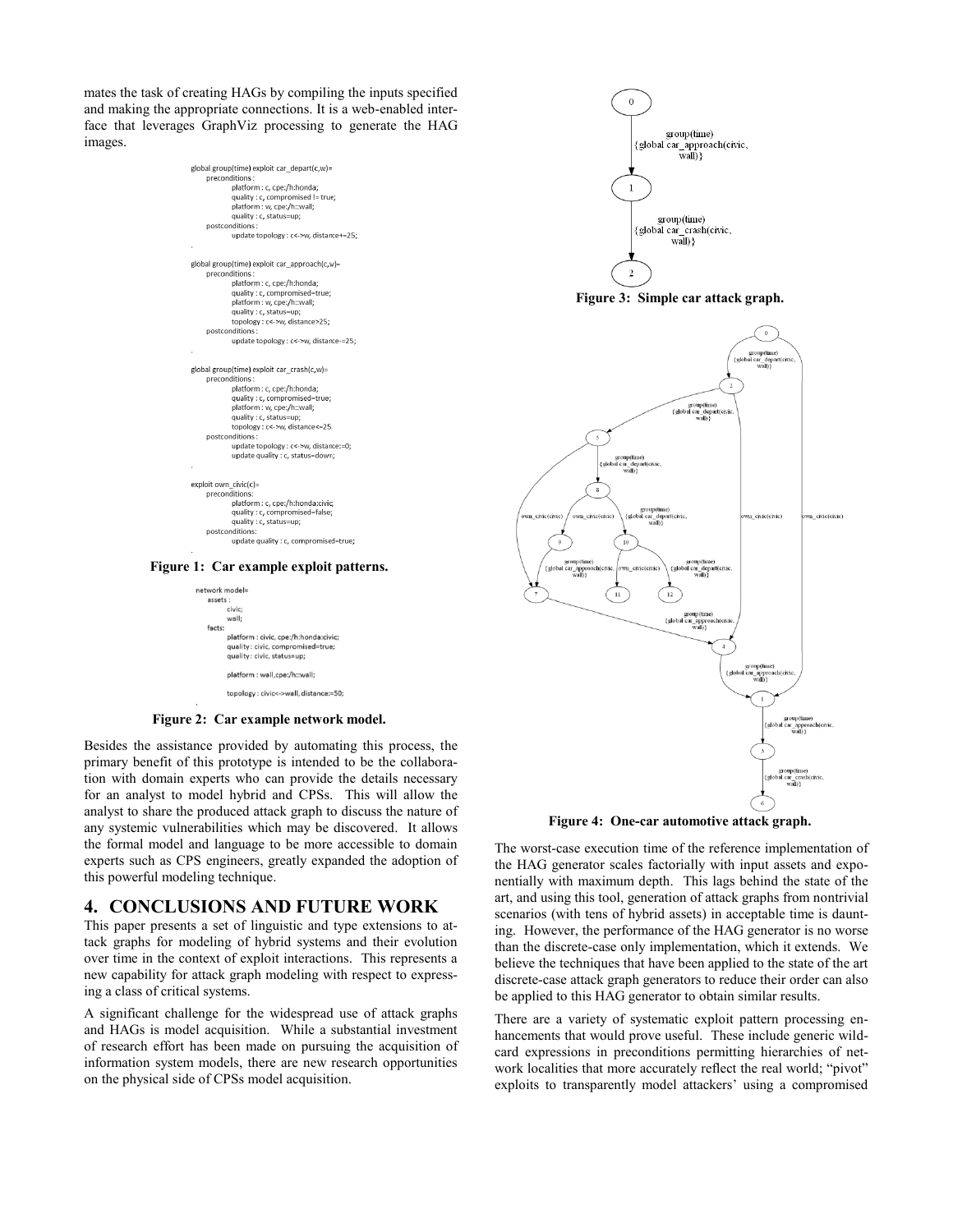mates the task of creating HAGs by compiling the inputs specified and making the appropriate connections. It is a web-enabled interface that leverages GraphViz processing to generate the HAG images.

```
global group(time) exploit car_depart(c,w)=
    preconditions:
        platform : c, cpe:/h:honda;
        quality : c, compromised != true;
        platform : w, cpe:/h::wall;
        quality : c, status=up;
    postconditions:
        update topology : c<->w, distance+=25;
.

global group(time) exploit car_approach(c,w)=
    preconditions:
        platform : c, cpe:/h:honda;
        quality : c, compromised=true;
        platform : w, cpe:/h::wall;
        quality : c, status=up;
        topology : c<->w, distance>25;
    postconditions:
        update topology : c<->w, distance-=25;
.

global group(time) exploit car_crash(c,w)=
    preconditions:
        platform : c, cpe:/h:honda;
        quality : c, compromised=true;
        platform : w, cpe:/h::wall;
        quality : c, status=up;
        topology : c<->w, distance<=25;
    postconditions:
        update topology : c<->w, distance:=0;
        update quality : c, status=down;
.

exploit own_civic(c)=
    preconditions:
        platform : c, cpe:/h:honda:civic;
        quality : c, compromised=false;
        quality : c, status=up;
    postconditions:
        update quality : c, compromised=true;
.
```

**Figure 1: Car example exploit patterns.**

```
network model=
    assets :
        civic;
        wall;
    facts:
        platform : civic, cpe:/h:honda:civic;
        quality : civic, compromised=true;
        quality : civic, status=up;

        platform : wall,cpe:/h::wall;

        topology : civic<->wall, distance:=50;
.
```

**Figure 2: Car example network model.**

Besides the assistance provided by automating this process, the primary benefit of this prototype is intended to be the collaboration with domain experts who can provide the details necessary for an analyst to model hybrid and CPSs. This will allow the analyst to share the produced attack graph to discuss the nature of any systemic vulnerabilities which may be discovered. It allows the formal model and language to be more accessible to domain experts such as CPS engineers, greatly expanded the adoption of this powerful modeling technique.

## 4. CONCLUSIONS AND FUTURE WORK

This paper presents a set of linguistic and type extensions to attack graphs for modeling of hybrid systems and their evolution over time in the context of exploit interactions. This represents a new capability for attack graph modeling with respect to expressing a class of critical systems.

A significant challenge for the widespread use of attack graphs and HAGs is model acquisition. While a substantial investment of research effort has been made on pursuing the acquisition of information system models, there are new research opportunities on the physical side of CPSs model acquisition.

**Figure 3: Simple car attack graph.**

**Figure 4: One-car automotive attack graph.**

The worst-case execution time of the reference implementation of the HAG generator scales factorially with input assets and exponentially with maximum depth. This lags behind the state of the art, and using this tool, generation of attack graphs from nontrivial scenarios (with tens of hybrid assets) in acceptable time is daunting. However, the performance of the HAG generator is no worse than the discrete-case only implementation, which it extends. We believe the techniques that have been applied to the state of the art discrete-case attack graph generators to reduce their order can also be applied to this HAG generator to obtain similar results.

There are a variety of systematic exploit pattern processing enhancements that would prove useful. These include generic wildcard expressions in preconditions permitting hierarchies of network localities that more accurately reflect the real world; "pivot" exploits to transparently model attackers' using a compromised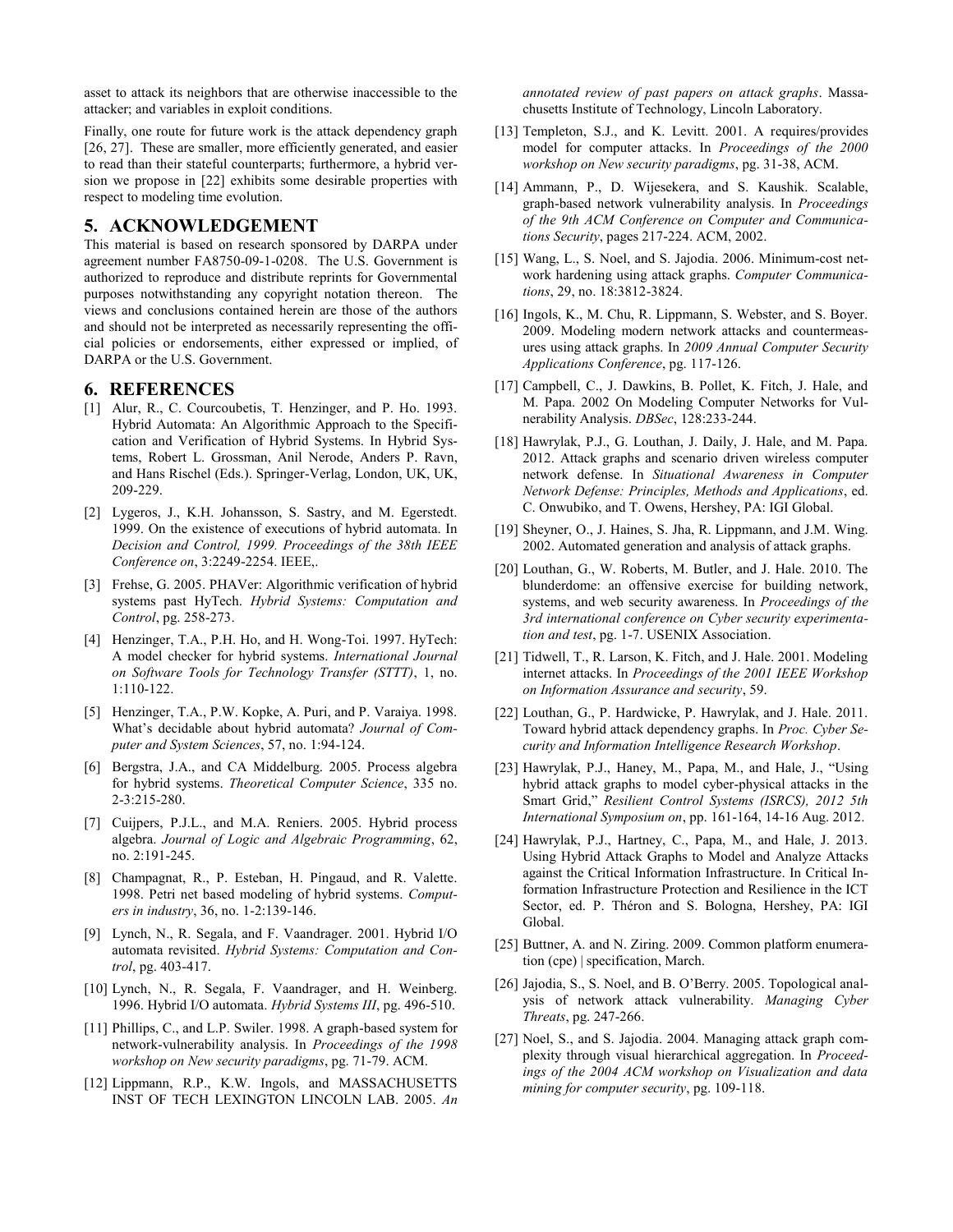asset to attack its neighbors that are otherwise inaccessible to the attacker; and variables in exploit conditions.

Finally, one route for future work is the attack dependency graph [26, 27]. These are smaller, more efficiently generated, and easier to read than their stateful counterparts; furthermore, a hybrid version we propose in [22] exhibits some desirable properties with respect to modeling time evolution.

## 5. ACKNOWLEDGEMENT

This material is based on research sponsored by DARPA under agreement number FA8750-09-1-0208. The U.S. Government is authorized to reproduce and distribute reprints for Governmental purposes notwithstanding any copyright notation thereon. The views and conclusions contained herein are those of the authors and should not be interpreted as necessarily representing the official policies or endorsements, either expressed or implied, of DARPA or the U.S. Government.

## 6. REFERENCES

[1] Alur, R., C. Courcoubetis, T. Henzinger, and P. Ho. 1993. Hybrid Automata: An Algorithmic Approach to the Specification and Verification of Hybrid Systems. In Hybrid Systems, Robert L. Grossman, Anil Nerode, Anders P. Ravn, and Hans Rischel (Eds.). Springer-Verlag, London, UK, UK, 209-229.

[2] Lygeros, J., K.H. Johansson, S. Sastry, and M. Egerstedt. 1999. On the existence of executions of hybrid automata. In *Decision and Control, 1999. Proceedings of the 38th IEEE Conference on*, 3:2249-2254. IEEE,.

[3] Frehse, G. 2005. PHAVer: Algorithmic verification of hybrid systems past HyTech. *Hybrid Systems: Computation and Control*, pg. 258-273.

[4] Henzinger, T.A., P.H. Ho, and H. Wong-Toi. 1997. HyTech: A model checker for hybrid systems. *International Journal on Software Tools for Technology Transfer (STTT)*, 1, no. 1:110-122.

[5] Henzinger, T.A., P.W. Kopke, A. Puri, and P. Varaiya. 1998. What's decidable about hybrid automata? *Journal of Computer and System Sciences*, 57, no. 1:94-124.

[6] Bergstra, J.A., and CA Middelburg. 2005. Process algebra for hybrid systems. *Theoretical Computer Science*, 335 no. 2-3:215-280.

[7] Cuijpers, P.J.L., and M.A. Reniers. 2005. Hybrid process algebra. *Journal of Logic and Algebraic Programming*, 62, no. 2:191-245.

[8] Champagnat, R., P. Esteban, H. Pingaud, and R. Valette. 1998. Petri net based modeling of hybrid systems. *Computers in industry*, 36, no. 1-2:139-146.

[9] Lynch, N., R. Segala, and F. Vaandrager. 2001. Hybrid I/O automata revisited. *Hybrid Systems: Computation and Control*, pg. 403-417.

[10] Lynch, N., R. Segala, F. Vaandrager, and H. Weinberg. 1996. Hybrid I/O automata. *Hybrid Systems III*, pg. 496-510.

[11] Phillips, C., and L.P. Swiler. 1998. A graph-based system for network-vulnerability analysis. In *Proceedings of the 1998 workshop on New security paradigms*, pg. 71-79. ACM.

[12] Lippmann, R.P., K.W. Ingols, and MASSACHUSETTS INST OF TECH LEXINGTON LINCOLN LAB. 2005. *An annotated review of past papers on attack graphs*. Massachusetts Institute of Technology, Lincoln Laboratory.

[13] Templeton, S.J., and K. Levitt. 2001. A requires/provides model for computer attacks. In *Proceedings of the 2000 workshop on New security paradigms*, pg. 31-38, ACM.

[14] Ammann, P., D. Wijesekera, and S. Kaushik. Scalable, graph-based network vulnerability analysis. In *Proceedings of the 9th ACM Conference on Computer and Communications Security*, pages 217-224. ACM, 2002.

[15] Wang, L., S. Noel, and S. Jajodia. 2006. Minimum-cost network hardening using attack graphs. *Computer Communications*, 29, no. 18:3812-3824.

[16] Ingols, K., M. Chu, R. Lippmann, S. Webster, and S. Boyer. 2009. Modeling modern network attacks and countermeasures using attack graphs. In *2009 Annual Computer Security Applications Conference*, pg. 117-126.

[17] Campbell, C., J. Dawkins, B. Pollet, K. Fitch, J. Hale, and M. Papa. 2002 On Modeling Computer Networks for Vulnerability Analysis. *DBSec*, 128:233-244.

[18] Hawrylak, P.J., G. Louthan, J. Daily, J. Hale, and M. Papa. 2012. Attack graphs and scenario driven wireless computer network defense. In *Situational Awareness in Computer Network Defense: Principles, Methods and Applications*, ed. C. Onwubiko, and T. Owens, Hershey, PA: IGI Global.

[19] Sheyner, O., J. Haines, S. Jha, R. Lippmann, and J.M. Wing. 2002. Automated generation and analysis of attack graphs.

[20] Louthan, G., W. Roberts, M. Butler, and J. Hale. 2010. The blunderdome: an offensive exercise for building network, systems, and web security awareness. In *Proceedings of the 3rd international conference on Cyber security experimentation and test*, pg. 1-7. USENIX Association.

[21] Tidwell, T., R. Larson, K. Fitch, and J. Hale. 2001. Modeling internet attacks. In *Proceedings of the 2001 IEEE Workshop on Information Assurance and security*, 59.

[22] Louthan, G., P. Hardwicke, P. Hawrylak, and J. Hale. 2011. Toward hybrid attack dependency graphs. In *Proc. Cyber Security and Information Intelligence Research Workshop*.

[23] Hawrylak, P.J., Haney, M., Papa, M., and Hale, J., "Using hybrid attack graphs to model cyber-physical attacks in the Smart Grid," *Resilient Control Systems (ISRCS), 2012 5th International Symposium on*, pp. 161-164, 14-16 Aug. 2012.

[24] Hawrylak, P.J., Hartney, C., Papa, M., and Hale, J. 2013. Using Hybrid Attack Graphs to Model and Analyze Attacks against the Critical Information Infrastructure. In Critical Information Infrastructure Protection and Resilience in the ICT Sector, ed. P. Théron and S. Bologna, Hershey, PA: IGI Global.

[25] Buttner, A. and N. Ziring. 2009. Common platform enumeration (cpe) | specification, March.

[26] Jajodia, S., S. Noel, and B. O'Berry. 2005. Topological analysis of network attack vulnerability. *Managing Cyber Threats*, pg. 247-266.

[27] Noel, S., and S. Jajodia. 2004. Managing attack graph complexity through visual hierarchical aggregation. In *Proceedings of the 2004 ACM workshop on Visualization and data mining for computer security*, pg. 109-118.